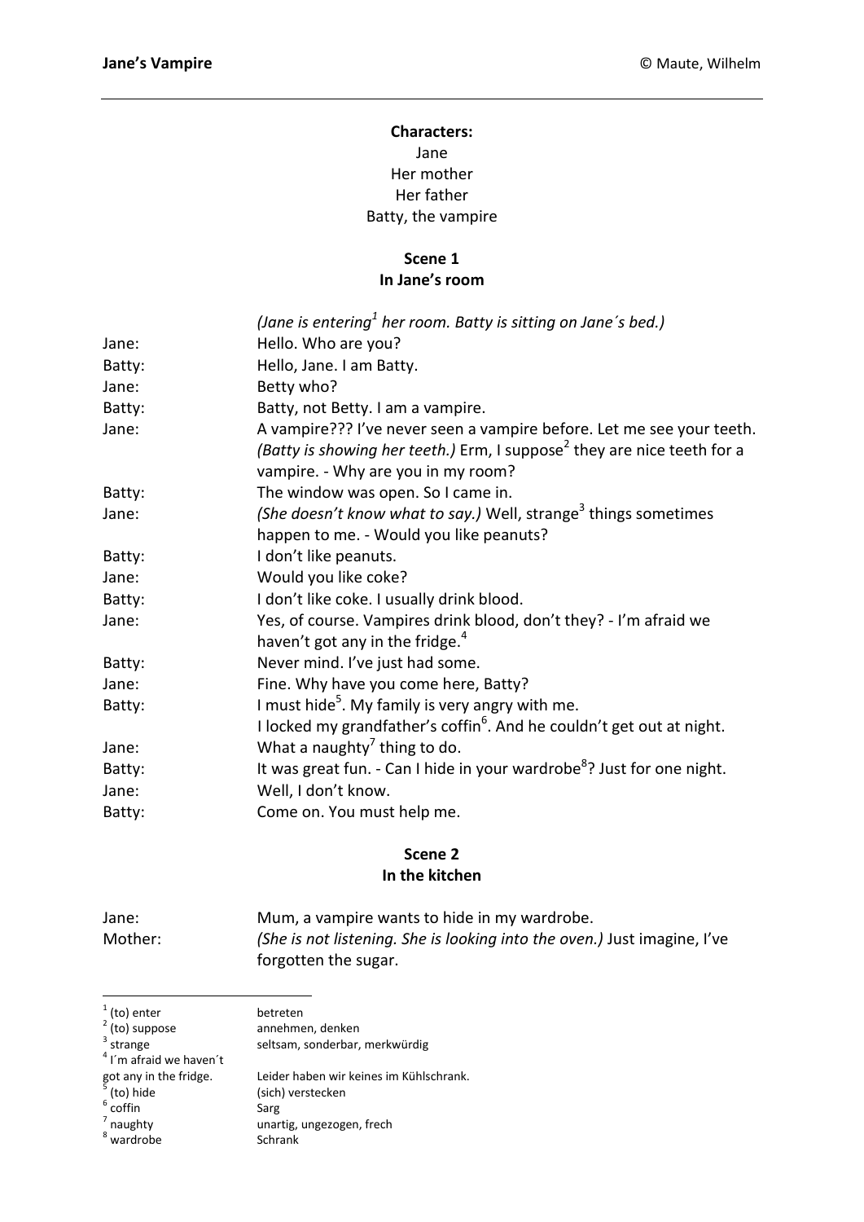**Characters:**

Jane
Her mother
Her father
Batty, the vampire

## Scene 1
### In Jane's room

| | |
|---|---|
| | *(Jane is entering[1] her room. Batty is sitting on Jane´s bed.)* |
| Jane: | Hello. Who are you? |
| Batty: | Hello, Jane. I am Batty. |
| Jane: | Betty who? |
| Batty: | Batty, not Betty. I am a vampire. |
| Jane: | A vampire??? I've never seen a vampire before. Let me see your teeth. *(Batty is showing her teeth.)* Erm, I suppose[2] they are nice teeth for a vampire. - Why are you in my room? |
| Batty: | The window was open. So I came in. |
| Jane: | *(She doesn't know what to say.)* Well, strange[3] things sometimes happen to me. - Would you like peanuts? |
| Batty: | I don't like peanuts. |
| Jane: | Would you like coke? |
| Batty: | I don't like coke. I usually drink blood. |
| Jane: | Yes, of course. Vampires drink blood, don't they? - I'm afraid we haven't got any in the fridge.[4] |
| Batty: | Never mind. I've just had some. |
| Jane: | Fine. Why have you come here, Batty? |
| Batty: | I must hide[5]. My family is very angry with me. I locked my grandfather's coffin[6]. And he couldn't get out at night. |
| Jane: | What a naughty[7] thing to do. |
| Batty: | It was great fun. - Can I hide in your wardrobe[8]? Just for one night. |
| Jane: | Well, I don't know. |
| Batty: | Come on. You must help me. |

## Scene 2
### In the kitchen

| | |
|---|---|
| Jane: | Mum, a vampire wants to hide in my wardrobe. |
| Mother: | *(She is not listening. She is looking into the oven.)* Just imagine, I've forgotten the sugar. |

---

[1] (to) enter — betreten
[2] (to) suppose — annehmen, denken
[3] strange — seltsam, sonderbar, merkwürdig
[4] I´m afraid we haven´t got any in the fridge. — Leider haben wir keines im Kühlschrank.
[5] (to) hide — (sich) verstecken
[6] coffin — Sarg
[7] naughty — unartig, ungezogen, frech
[8] wardrobe — Schrank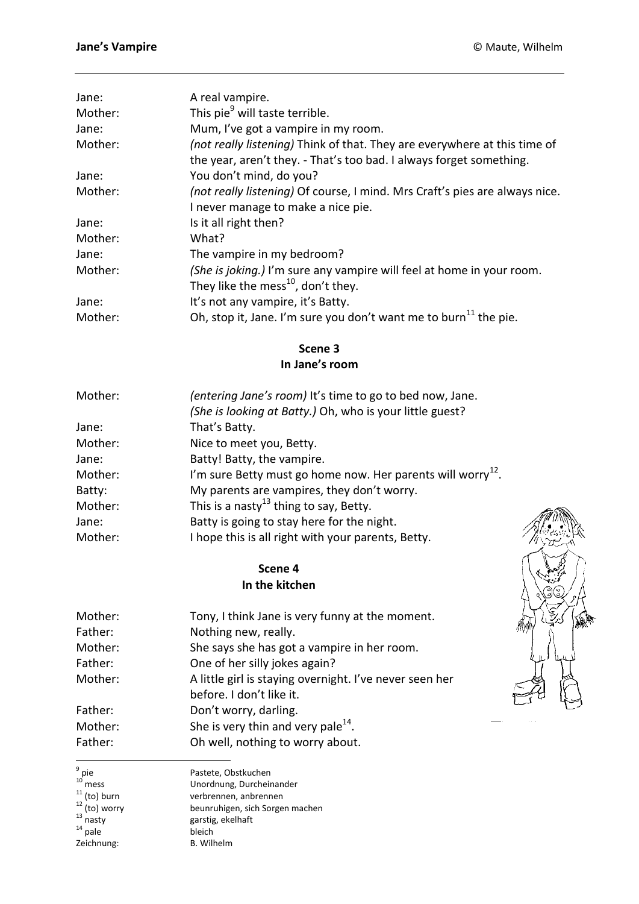| | |
|---|---|
| Jane: | A real vampire. |
| Mother: | This pie[9] will taste terrible. |
| Jane: | Mum, I've got a vampire in my room. |
| Mother: | *(not really listening)* Think of that. They are everywhere at this time of the year, aren't they. - That's too bad. I always forget something. |
| Jane: | You don't mind, do you? |
| Mother: | *(not really listening)* Of course, I mind. Mrs Craft's pies are always nice. I never manage to make a nice pie. |
| Jane: | Is it all right then? |
| Mother: | What? |
| Jane: | The vampire in my bedroom? |
| Mother: | *(She is joking.)* I'm sure any vampire will feel at home in your room. They like the mess[10], don't they. |
| Jane: | It's not any vampire, it's Batty. |
| Mother: | Oh, stop it, Jane. I'm sure you don't want me to burn[11] the pie. |

## Scene 3
### In Jane's room

| | |
|---|---|
| Mother: | *(entering Jane's room)* It's time to go to bed now, Jane. *(She is looking at Batty.)* Oh, who is your little guest? |
| Jane: | That's Batty. |
| Mother: | Nice to meet you, Betty. |
| Jane: | Batty! Batty, the vampire. |
| Mother: | I'm sure Betty must go home now. Her parents will worry[12]. |
| Batty: | My parents are vampires, they don't worry. |
| Mother: | This is a nasty[13] thing to say, Betty. |
| Jane: | Batty is going to stay here for the night. |
| Mother: | I hope this is all right with your parents, Betty. |

## Scene 4
### In the kitchen

| | |
|---|---|
| Mother: | Tony, I think Jane is very funny at the moment. |
| Father: | Nothing new, really. |
| Mother: | She says she has got a vampire in her room. |
| Father: | One of her silly jokes again? |
| Mother: | A little girl is staying overnight. I've never seen her before. I don't like it. |
| Father: | Don't worry, darling. |
| Mother: | She is very thin and very pale[14]. |
| Father: | Oh well, nothing to worry about. |

---

| | |
|---|---|
| [9] pie | Pastete, Obstkuchen |
| [10] mess | Unordnung, Durcheinander |
| [11] (to) burn | verbrennen, anbrennen |
| [12] (to) worry | beunruhigen, sich Sorgen machen |
| [13] nasty | garstig, ekelhaft |
| [14] pale | bleich |
| Zeichnung: | B. Wilhelm |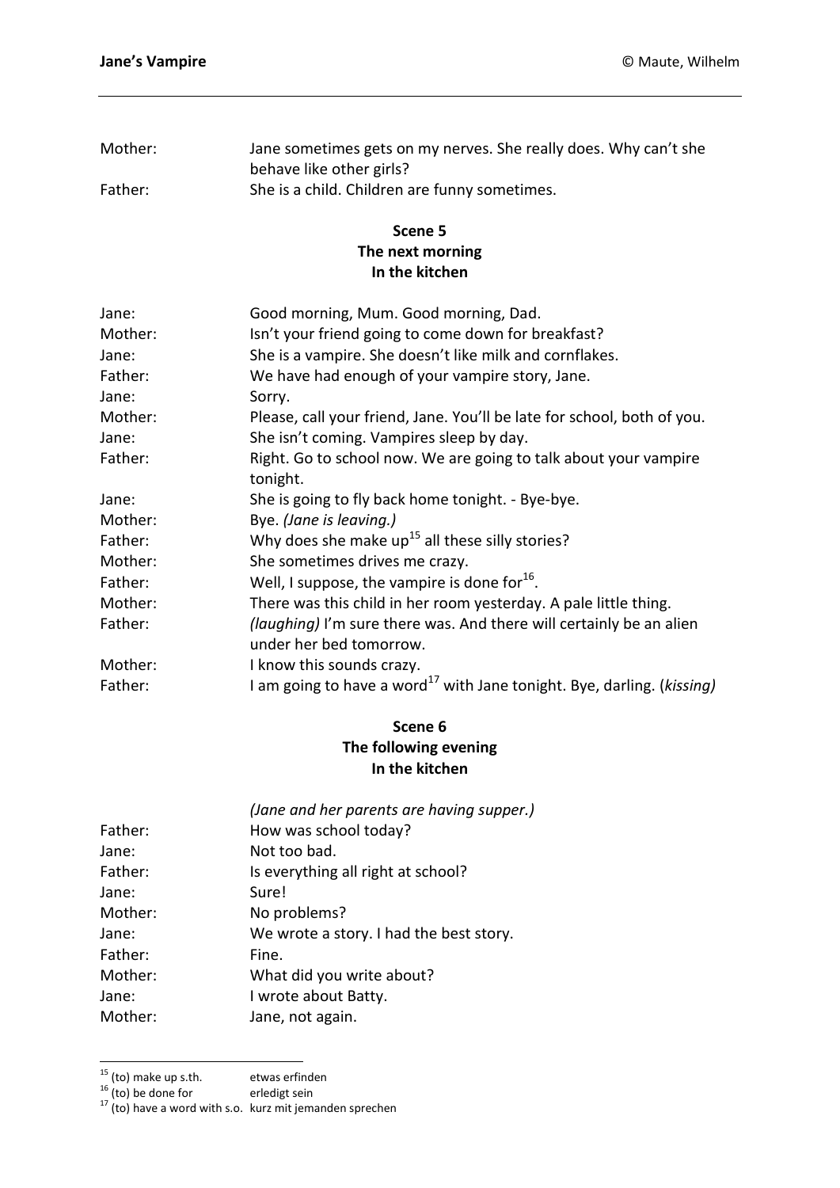Mother: Jane sometimes gets on my nerves. She really does. Why can't she behave like other girls?

Father: She is a child. Children are funny sometimes.

**Scene 5**
**The next morning**
**In the kitchen**

Jane: Good morning, Mum. Good morning, Dad.

Mother: Isn't your friend going to come down for breakfast?

Jane: She is a vampire. She doesn't like milk and cornflakes.

Father: We have had enough of your vampire story, Jane.

Jane: Sorry.

Mother: Please, call your friend, Jane. You'll be late for school, both of you.

Jane: She isn't coming. Vampires sleep by day.

Father: Right. Go to school now. We are going to talk about your vampire tonight.

Jane: She is going to fly back home tonight. - Bye-bye.

Mother: Bye. *(Jane is leaving.)*

Father: Why does she make up[15] all these silly stories?

Mother: She sometimes drives me crazy.

Father: Well, I suppose, the vampire is done for[16].

Mother: There was this child in her room yesterday. A pale little thing.

Father: *(laughing)* I'm sure there was. And there will certainly be an alien under her bed tomorrow.

Mother: I know this sounds crazy.

Father: I am going to have a word[17] with Jane tonight. Bye, darling. (*kissing)*

**Scene 6**
**The following evening**
**In the kitchen**

*(Jane and her parents are having supper.)*

Father: How was school today?

Jane: Not too bad.

Father: Is everything all right at school?

Jane: Sure!

Mother: No problems?

Jane: We wrote a story. I had the best story.

Father: Fine.

Mother: What did you write about?

Jane: I wrote about Batty.

Mother: Jane, not again.

---

[15] (to) make up s.th. — etwas erfinden
[16] (to) be done for — erledigt sein
[17] (to) have a word with s.o. — kurz mit jemanden sprechen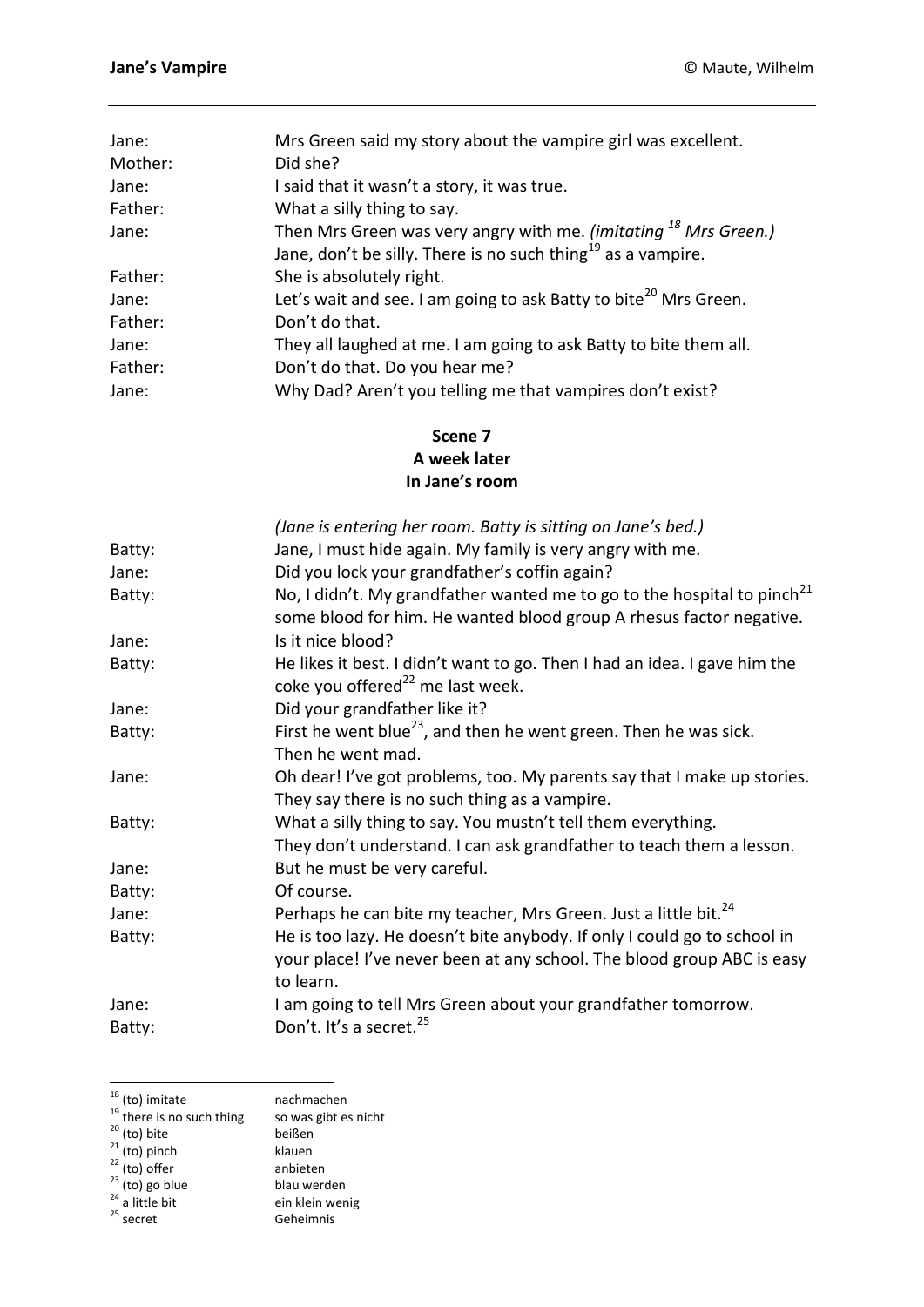| | |
|---|---|
| Jane: | Mrs Green said my story about the vampire girl was excellent. |
| Mother: | Did she? |
| Jane: | I said that it wasn't a story, it was true. |
| Father: | What a silly thing to say. |
| Jane: | Then Mrs Green was very angry with me. *(imitating [18] Mrs Green.)* Jane, don't be silly. There is no such thing[19] as a vampire. |
| Father: | She is absolutely right. |
| Jane: | Let's wait and see. I am going to ask Batty to bite[20] Mrs Green. |
| Father: | Don't do that. |
| Jane: | They all laughed at me. I am going to ask Batty to bite them all. |
| Father: | Don't do that. Do you hear me? |
| Jane: | Why Dad? Aren't you telling me that vampires don't exist? |

**Scene 7**
**A week later**
**In Jane's room**

| | |
|---|---|
| | *(Jane is entering her room. Batty is sitting on Jane's bed.)* |
| Batty: | Jane, I must hide again. My family is very angry with me. |
| Jane: | Did you lock your grandfather's coffin again? |
| Batty: | No, I didn't. My grandfather wanted me to go to the hospital to pinch[21] some blood for him. He wanted blood group A rhesus factor negative. |
| Jane: | Is it nice blood? |
| Batty: | He likes it best. I didn't want to go. Then I had an idea. I gave him the coke you offered[22] me last week. |
| Jane: | Did your grandfather like it? |
| Batty: | First he went blue[23], and then he went green. Then he was sick. Then he went mad. |
| Jane: | Oh dear! I've got problems, too. My parents say that I make up stories. They say there is no such thing as a vampire. |
| Batty: | What a silly thing to say. You mustn't tell them everything. They don't understand. I can ask grandfather to teach them a lesson. |
| Jane: | But he must be very careful. |
| Batty: | Of course. |
| Jane: | Perhaps he can bite my teacher, Mrs Green. Just a little bit.[24] |
| Batty: | He is too lazy. He doesn't bite anybody. If only I could go to school in your place! I've never been at any school. The blood group ABC is easy to learn. |
| Jane: | I am going to tell Mrs Green about your grandfather tomorrow. |
| Batty: | Don't. It's a secret.[25] |

---

| | |
|---|---|
| [18] (to) imitate | nachmachen |
| [19] there is no such thing | so was gibt es nicht |
| [20] (to) bite | beißen |
| [21] (to) pinch | klauen |
| [22] (to) offer | anbieten |
| [23] (to) go blue | blau werden |
| [24] a little bit | ein klein wenig |
| [25] secret | Geheimnis |